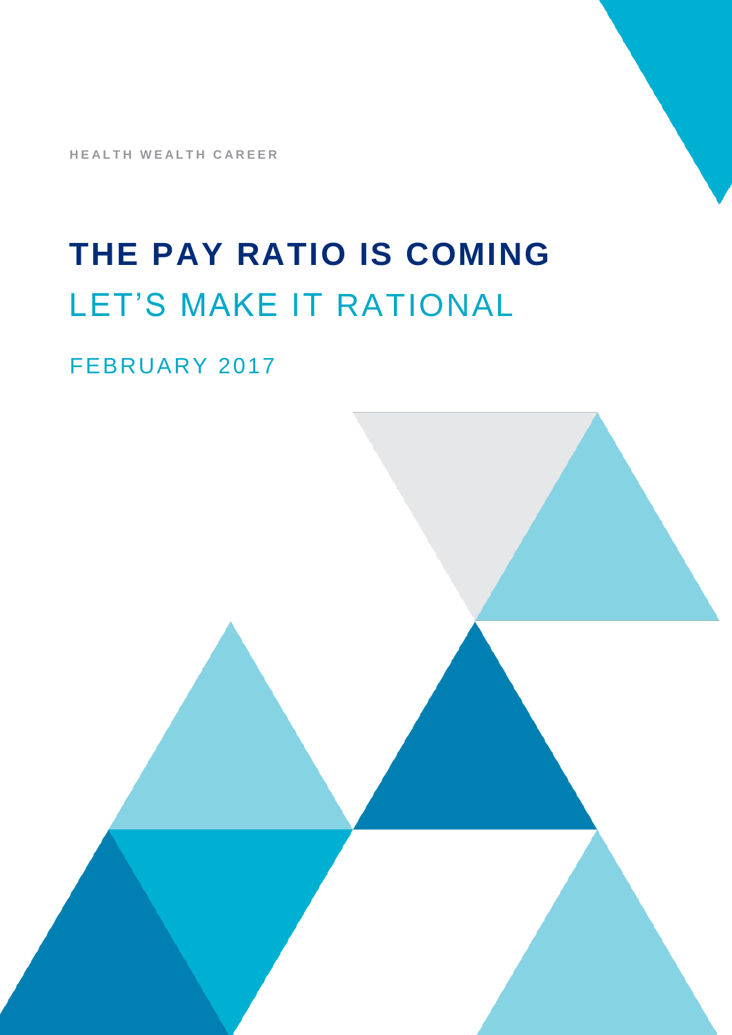HEALTH WEALTH CAREER

# THE PAY RATIO IS COMING

## LET'S MAKE IT RATIONAL

FEBRUARY 2017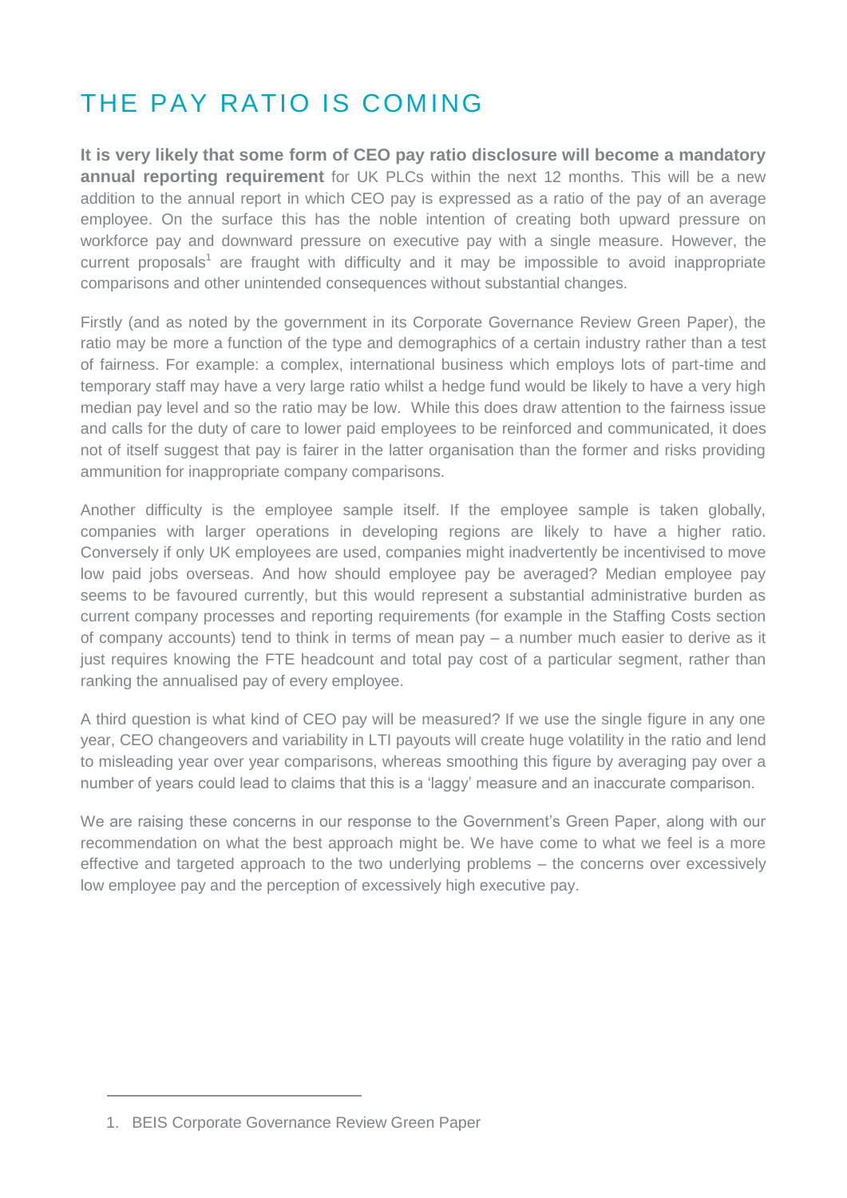# THE PAY RATIO IS COMING

**It is very likely that some form of CEO pay ratio disclosure will become a mandatory annual reporting requirement** for UK PLCs within the next 12 months. This will be a new addition to the annual report in which CEO pay is expressed as a ratio of the pay of an average employee. On the surface this has the noble intention of creating both upward pressure on workforce pay and downward pressure on executive pay with a single measure. However, the current proposals[1] are fraught with difficulty and it may be impossible to avoid inappropriate comparisons and other unintended consequences without substantial changes.

Firstly (and as noted by the government in its Corporate Governance Review Green Paper), the ratio may be more a function of the type and demographics of a certain industry rather than a test of fairness. For example: a complex, international business which employs lots of part-time and temporary staff may have a very large ratio whilst a hedge fund would be likely to have a very high median pay level and so the ratio may be low. While this does draw attention to the fairness issue and calls for the duty of care to lower paid employees to be reinforced and communicated, it does not of itself suggest that pay is fairer in the latter organisation than the former and risks providing ammunition for inappropriate company comparisons.

Another difficulty is the employee sample itself. If the employee sample is taken globally, companies with larger operations in developing regions are likely to have a higher ratio. Conversely if only UK employees are used, companies might inadvertently be incentivised to move low paid jobs overseas. And how should employee pay be averaged? Median employee pay seems to be favoured currently, but this would represent a substantial administrative burden as current company processes and reporting requirements (for example in the Staffing Costs section of company accounts) tend to think in terms of mean pay – a number much easier to derive as it just requires knowing the FTE headcount and total pay cost of a particular segment, rather than ranking the annualised pay of every employee.

A third question is what kind of CEO pay will be measured? If we use the single figure in any one year, CEO changeovers and variability in LTI payouts will create huge volatility in the ratio and lend to misleading year over year comparisons, whereas smoothing this figure by averaging pay over a number of years could lead to claims that this is a 'laggy' measure and an inaccurate comparison.

We are raising these concerns in our response to the Government's Green Paper, along with our recommendation on what the best approach might be. We have come to what we feel is a more effective and targeted approach to the two underlying problems – the concerns over excessively low employee pay and the perception of excessively high executive pay.

---

1. BEIS Corporate Governance Review Green Paper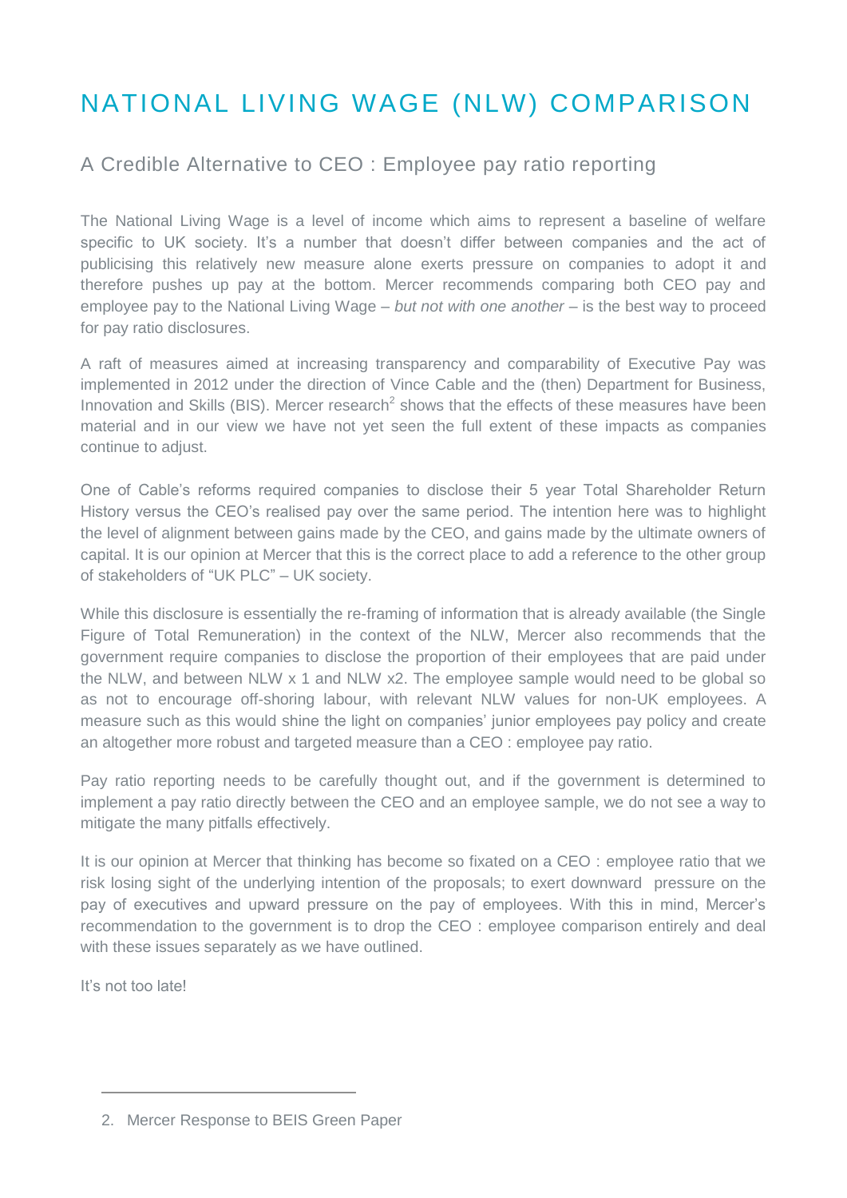# NATIONAL LIVING WAGE (NLW) COMPARISON

## A Credible Alternative to CEO : Employee pay ratio reporting

The National Living Wage is a level of income which aims to represent a baseline of welfare specific to UK society. It's a number that doesn't differ between companies and the act of publicising this relatively new measure alone exerts pressure on companies to adopt it and therefore pushes up pay at the bottom. Mercer recommends comparing both CEO pay and employee pay to the National Living Wage – *but not with one another* – is the best way to proceed for pay ratio disclosures.

A raft of measures aimed at increasing transparency and comparability of Executive Pay was implemented in 2012 under the direction of Vince Cable and the (then) Department for Business, Innovation and Skills (BIS). Mercer research[2] shows that the effects of these measures have been material and in our view we have not yet seen the full extent of these impacts as companies continue to adjust.

One of Cable's reforms required companies to disclose their 5 year Total Shareholder Return History versus the CEO's realised pay over the same period. The intention here was to highlight the level of alignment between gains made by the CEO, and gains made by the ultimate owners of capital. It is our opinion at Mercer that this is the correct place to add a reference to the other group of stakeholders of "UK PLC" – UK society.

While this disclosure is essentially the re-framing of information that is already available (the Single Figure of Total Remuneration) in the context of the NLW, Mercer also recommends that the government require companies to disclose the proportion of their employees that are paid under the NLW, and between NLW x 1 and NLW x2. The employee sample would need to be global so as not to encourage off-shoring labour, with relevant NLW values for non-UK employees. A measure such as this would shine the light on companies' junior employees pay policy and create an altogether more robust and targeted measure than a CEO : employee pay ratio.

Pay ratio reporting needs to be carefully thought out, and if the government is determined to implement a pay ratio directly between the CEO and an employee sample, we do not see a way to mitigate the many pitfalls effectively.

It is our opinion at Mercer that thinking has become so fixated on a CEO : employee ratio that we risk losing sight of the underlying intention of the proposals; to exert downward pressure on the pay of executives and upward pressure on the pay of employees. With this in mind, Mercer's recommendation to the government is to drop the CEO : employee comparison entirely and deal with these issues separately as we have outlined.

It's not too late!

---

2. Mercer Response to BEIS Green Paper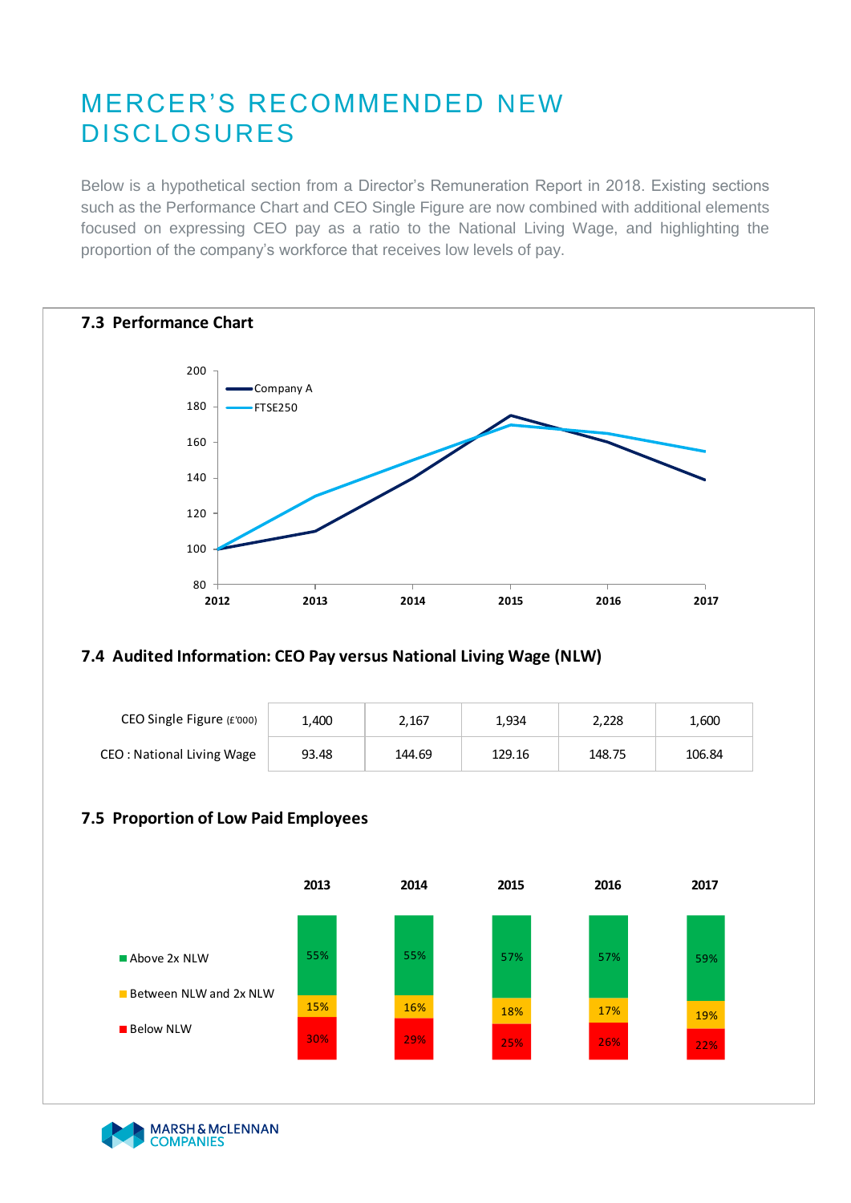# MERCER'S RECOMMENDED NEW DISCLOSURES

Below is a hypothetical section from a Director's Remuneration Report in 2018. Existing sections such as the Performance Chart and CEO Single Figure are now combined with additional elements focused on expressing CEO pay as a ratio to the National Living Wage, and highlighting the proportion of the company's workforce that receives low levels of pay.

### 7.3 Performance Chart

| | 2012 | 2013 | 2014 | 2015 | 2016 | 2017 |
|---|---|---|---|---|---|---|
| Company A | 100 | 110 | 140 | 175 | 160 | 139 |
| FTSE250 | 100 | 130 | 150 | 170 | 165 | 155 |

### 7.4 Audited Information: CEO Pay versus National Living Wage (NLW)

| | | | | | |
|---|---|---|---|---|---|
| CEO Single Figure (£'000) | 1,400 | 2,167 | 1,934 | 2,228 | 1,600 |
| CEO : National Living Wage | 93.48 | 144.69 | 129.16 | 148.75 | 106.84 |

### 7.5 Proportion of Low Paid Employees

| | 2013 | 2014 | 2015 | 2016 | 2017 |
|---|---|---|---|---|---|
| Above 2x NLW | 55% | 55% | 57% | 57% | 59% |
| Between NLW and 2x NLW | 15% | 16% | 18% | 17% | 19% |
| Below NLW | 30% | 29% | 25% | 26% | 22% |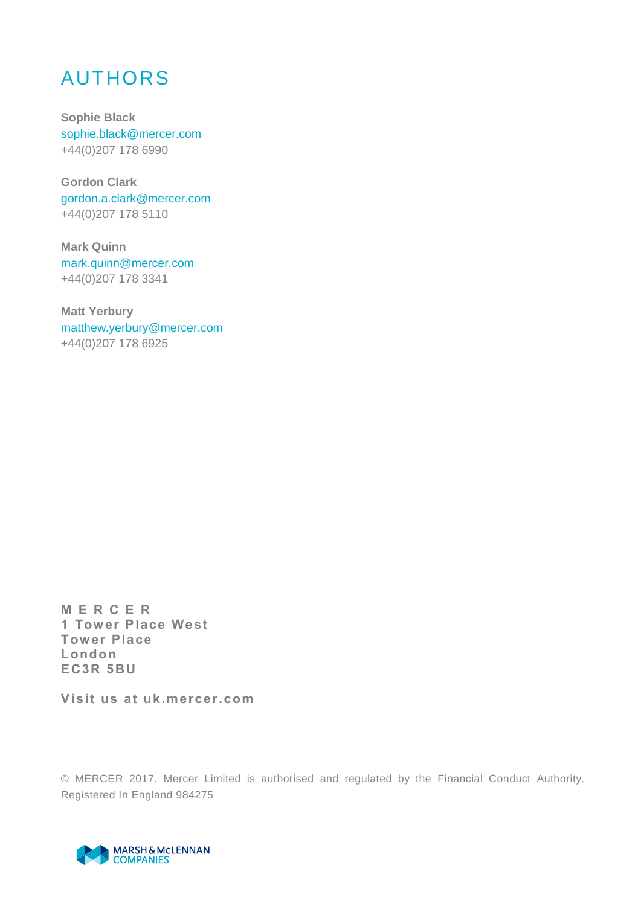# AUTHORS

**Sophie Black**
sophie.black@mercer.com
+44(0)207 178 6990

**Gordon Clark**
gordon.a.clark@mercer.com
+44(0)207 178 5110

**Mark Quinn**
mark.quinn@mercer.com
+44(0)207 178 3341

**Matt Yerbury**
matthew.yerbury@mercer.com
+44(0)207 178 6925

**MERCER**
**1 Tower Place West**
**Tower Place**
**London**
**EC3R 5BU**

**Visit us at uk.mercer.com**

© MERCER 2017. Mercer Limited is authorised and regulated by the Financial Conduct Authority. Registered In England 984275

MARSH & McLENNAN COMPANIES